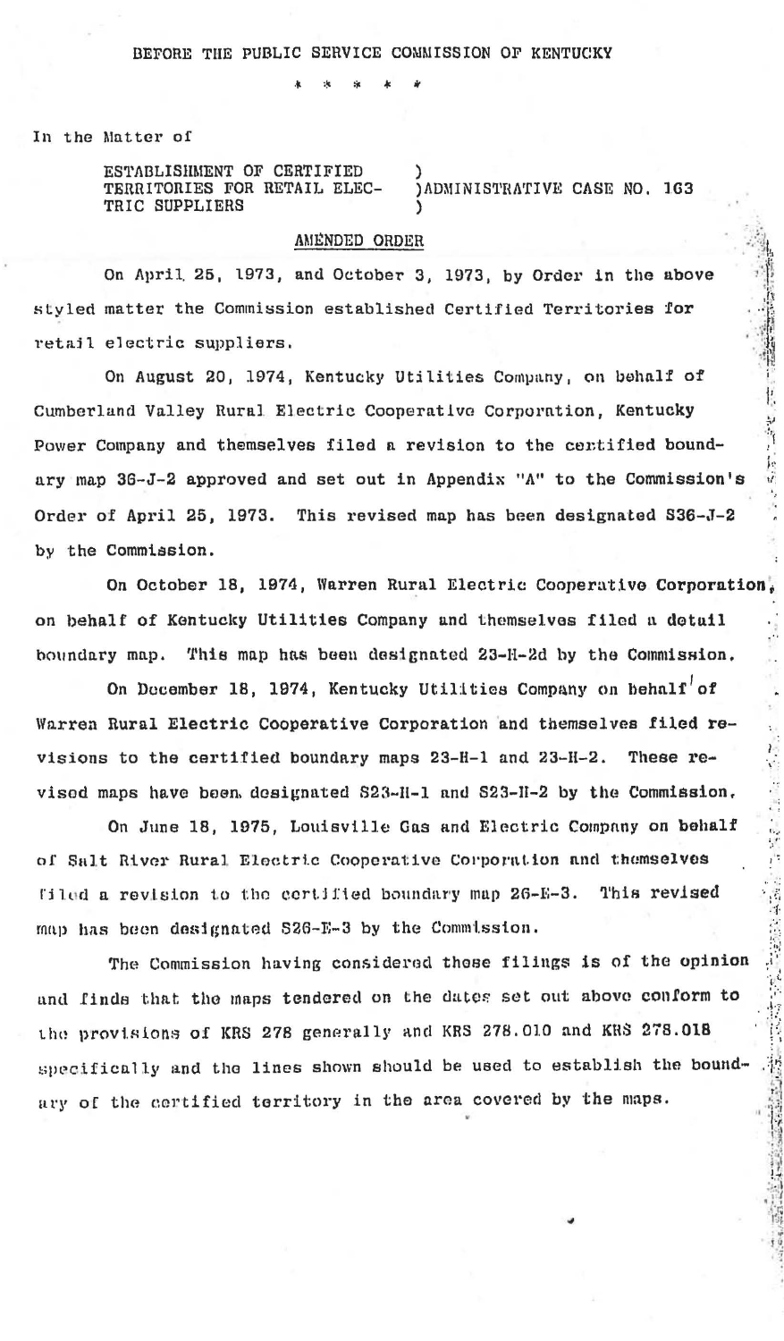BEFORE THE PUBLIC SERVICE COMMISSION OF KENTUCKY

\* \* \* \* \*

In the Matter of

ESTABLISHMENT OF CERTIFIED TERRITORIES FOR RETAIL ELECTRIC SUPPLIERS ) ADMINISTRATIVE CASE NO. 163

AMENDED ORDER

On April 25, 1973, and October 3, 1973, by Order in the above styled matter the Commission established Certified Territories for retail electric suppliers.

On August 20, 1974, Kentucky Utilities Company, on behalf of Cumberland Valley Rural Electric Cooperative Corporation, Kentucky Power Company and themselves filed a revision to the certified boundary map 36-J-2 approved and set out in Appendix "A" to the Commission's Order of April 25, 1973. This revised map has been designated S36-J-2 by the Commission.

On October 18, 1974, Warren Rural Electric Cooperative Corporation, on behalf of Kentucky Utilities Company and themselves filed a detail boundary map. This map has been designated 23-H-2d by the Commission.

On December 18, 1974, Kentucky Utilities Company on behalf of Warren Rural Electric Cooperative Corporation and themselves filed revisions to the certified boundary maps 23-H-1 and 23-H-2. These revised maps have been designated S23-H-1 and S23-H-2 by the Commission.

On June 18, 1975, Louisville Gas and Electric Company on behalf of Salt River Rural Electric Cooperative Corporation and themselves filed a revision to the certified boundary map 26-E-3. This revised map has been designated S26-E-3 by the Commission.

The Commission having considered these filings is of the opinion and finds that the maps tendered on the dates set out above conform to the provisions of KRS 278 generally and KRS 278.010 and KRS 278.018 specifically and the lines shown should be used to establish the boundary of the certified territory in the area covered by the maps.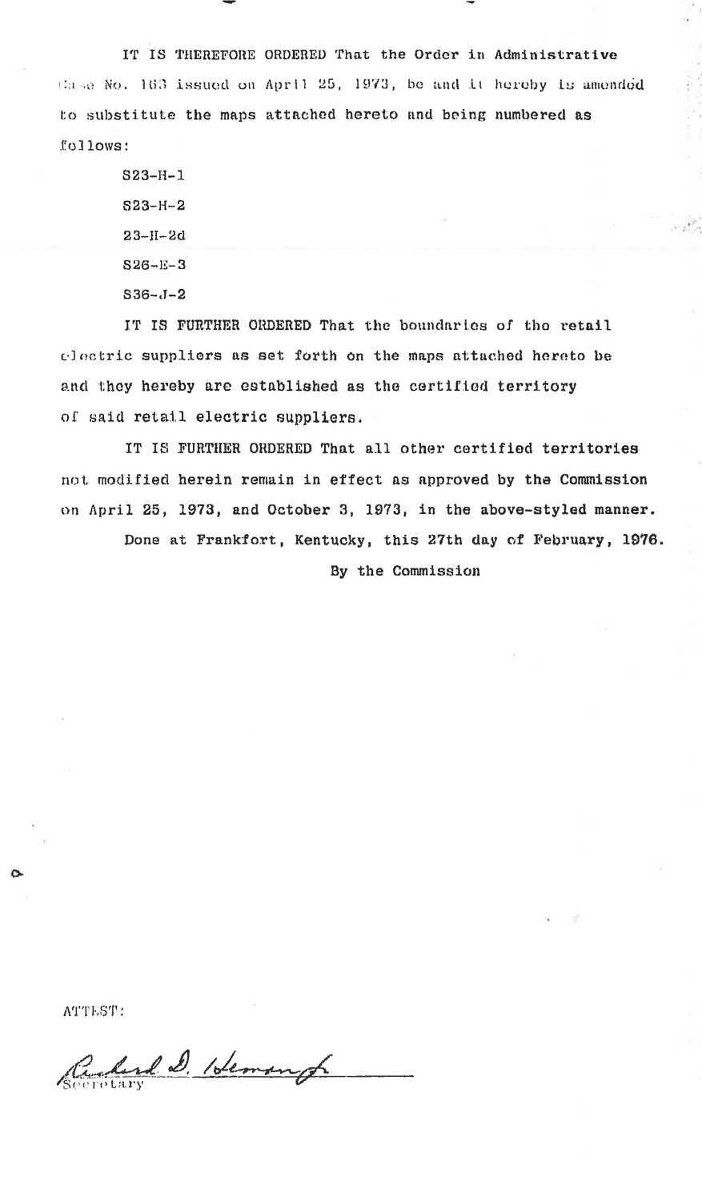IT IS THEREFORE ORDERED That the Order in Administrative Case No. 163 issued on April 25, 1973, be and it hereby is amended to substitute the maps attached hereto and being numbered as follows:

S23-H-1

S23-H-2

23-H-2d

S26-E-3

S36-J-2

IT IS FURTHER ORDERED That the boundaries of the retail electric suppliers as set forth on the maps attached hereto be and they hereby are established as the certified territory of said retail electric suppliers.

IT IS FURTHER ORDERED That all other certified territories not modified herein remain in effect as approved by the Commission on April 25, 1973, and October 3, 1973, in the above-styled manner.

Done at Frankfort, Kentucky, this 27th day of February, 1976.

By the Commission

ATTEST:

Richard D. Heman Jr.
Secretary